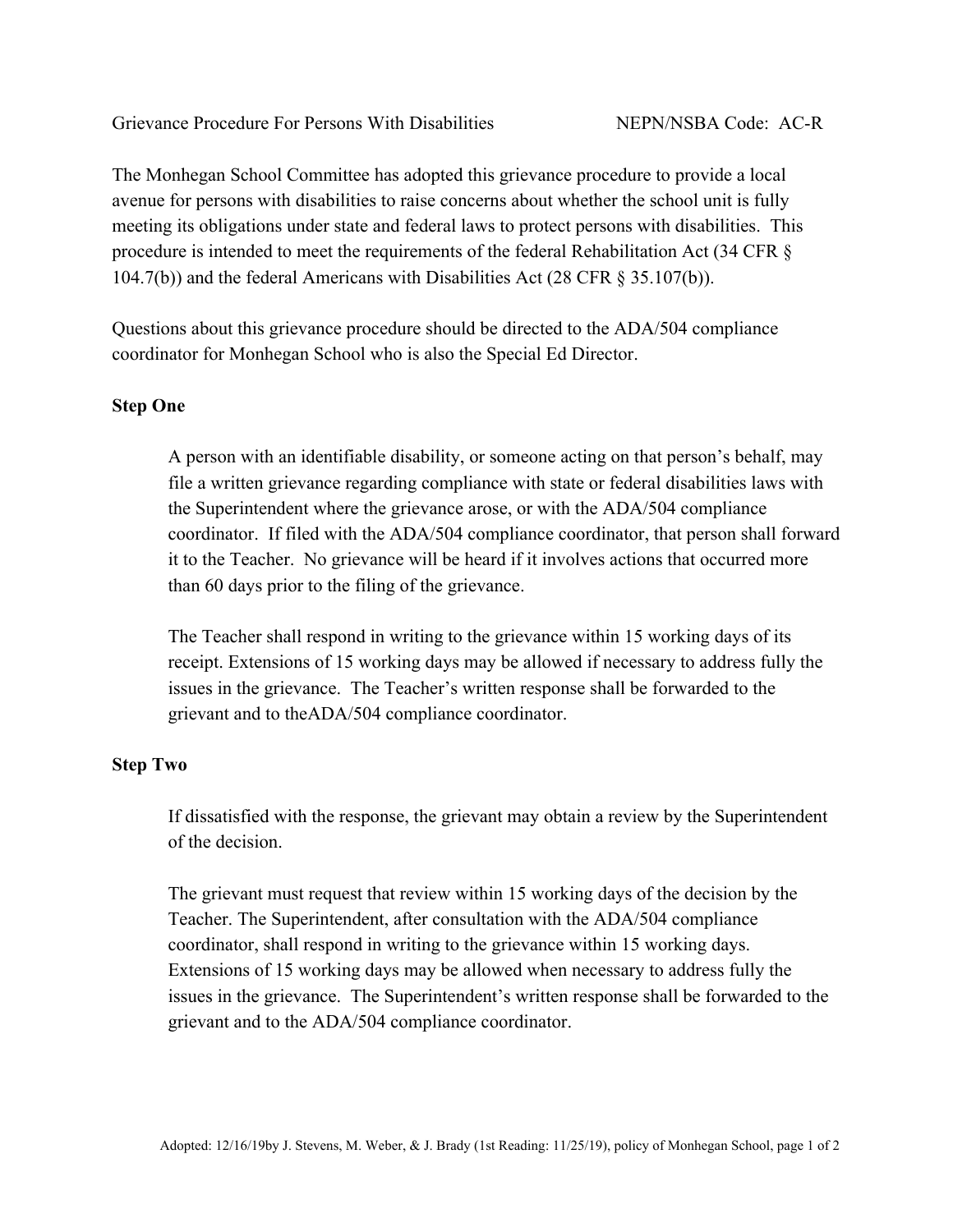Grievance Procedure For Persons With Disabilities NEPN/NSBA Code: AC-R

The Monhegan School Committee has adopted this grievance procedure to provide a local avenue for persons with disabilities to raise concerns about whether the school unit is fully meeting its obligations under state and federal laws to protect persons with disabilities. This procedure is intended to meet the requirements of the federal Rehabilitation Act (34 CFR § 104.7(b)) and the federal Americans with Disabilities Act (28 CFR § 35.107(b)).

Questions about this grievance procedure should be directed to the ADA/504 compliance coordinator for Monhegan School who is also the Special Ed Director.

**Step One**

A person with an identifiable disability, or someone acting on that person's behalf, may file a written grievance regarding compliance with state or federal disabilities laws with the Superintendent where the grievance arose, or with the ADA/504 compliance coordinator. If filed with the ADA/504 compliance coordinator, that person shall forward it to the Teacher. No grievance will be heard if it involves actions that occurred more than 60 days prior to the filing of the grievance.

The Teacher shall respond in writing to the grievance within 15 working days of its receipt. Extensions of 15 working days may be allowed if necessary to address fully the issues in the grievance. The Teacher's written response shall be forwarded to the grievant and to theADA/504 compliance coordinator.

**Step Two**

If dissatisfied with the response, the grievant may obtain a review by the Superintendent of the decision.

The grievant must request that review within 15 working days of the decision by the Teacher. The Superintendent, after consultation with the ADA/504 compliance coordinator, shall respond in writing to the grievance within 15 working days. Extensions of 15 working days may be allowed when necessary to address fully the issues in the grievance. The Superintendent's written response shall be forwarded to the grievant and to the ADA/504 compliance coordinator.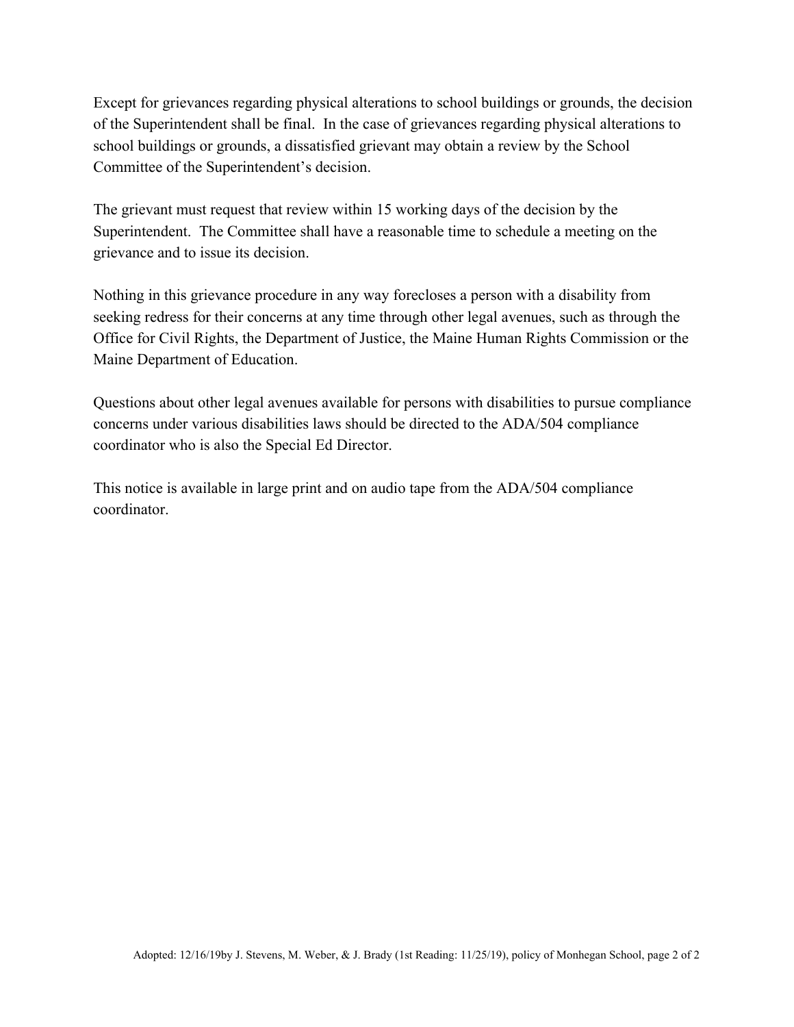Except for grievances regarding physical alterations to school buildings or grounds, the decision of the Superintendent shall be final. In the case of grievances regarding physical alterations to school buildings or grounds, a dissatisfied grievant may obtain a review by the School Committee of the Superintendent's decision.

The grievant must request that review within 15 working days of the decision by the Superintendent. The Committee shall have a reasonable time to schedule a meeting on the grievance and to issue its decision.

Nothing in this grievance procedure in any way forecloses a person with a disability from seeking redress for their concerns at any time through other legal avenues, such as through the Office for Civil Rights, the Department of Justice, the Maine Human Rights Commission or the Maine Department of Education.

Questions about other legal avenues available for persons with disabilities to pursue compliance concerns under various disabilities laws should be directed to the ADA/504 compliance coordinator who is also the Special Ed Director.

This notice is available in large print and on audio tape from the ADA/504 compliance coordinator.